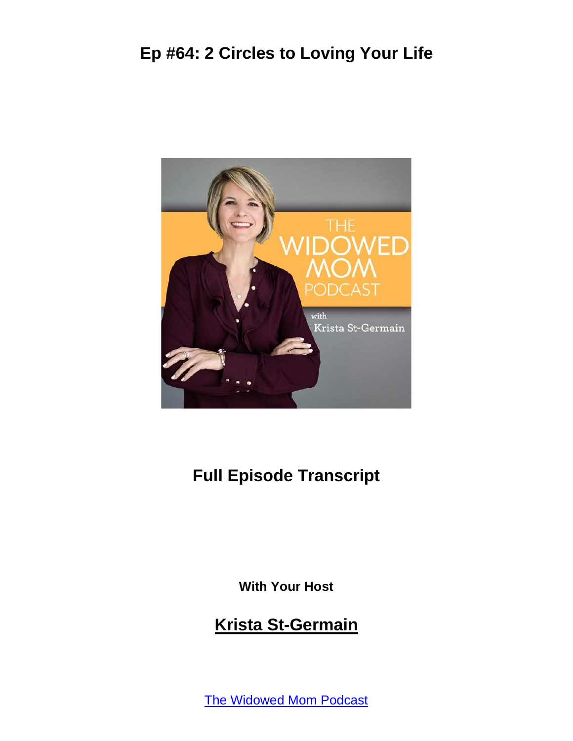# Ep #64: 2 Circles to Loving Your Life

## Full Episode Transcript

**With Your Host**

## Krista St-Germain

The Widowed Mom Podcast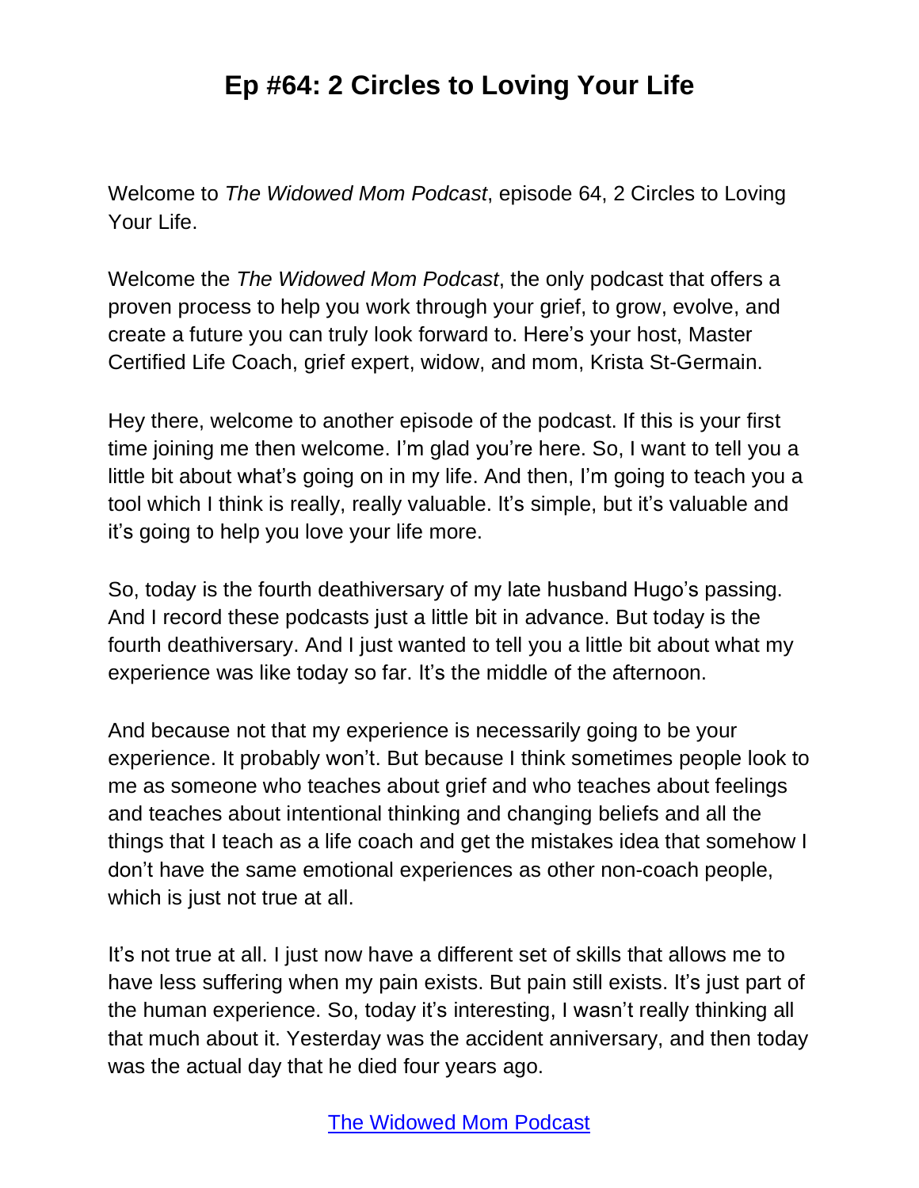# Ep #64: 2 Circles to Loving Your Life

Welcome to *The Widowed Mom Podcast*, episode 64, 2 Circles to Loving Your Life.

Welcome the *The Widowed Mom Podcast*, the only podcast that offers a proven process to help you work through your grief, to grow, evolve, and create a future you can truly look forward to. Here's your host, Master Certified Life Coach, grief expert, widow, and mom, Krista St-Germain.

Hey there, welcome to another episode of the podcast. If this is your first time joining me then welcome. I'm glad you're here. So, I want to tell you a little bit about what's going on in my life. And then, I'm going to teach you a tool which I think is really, really valuable. It's simple, but it's valuable and it's going to help you love your life more.

So, today is the fourth deathiversary of my late husband Hugo's passing. And I record these podcasts just a little bit in advance. But today is the fourth deathiversary. And I just wanted to tell you a little bit about what my experience was like today so far. It's the middle of the afternoon.

And because not that my experience is necessarily going to be your experience. It probably won't. But because I think sometimes people look to me as someone who teaches about grief and who teaches about feelings and teaches about intentional thinking and changing beliefs and all the things that I teach as a life coach and get the mistakes idea that somehow I don't have the same emotional experiences as other non-coach people, which is just not true at all.

It's not true at all. I just now have a different set of skills that allows me to have less suffering when my pain exists. But pain still exists. It's just part of the human experience. So, today it's interesting, I wasn't really thinking all that much about it. Yesterday was the accident anniversary, and then today was the actual day that he died four years ago.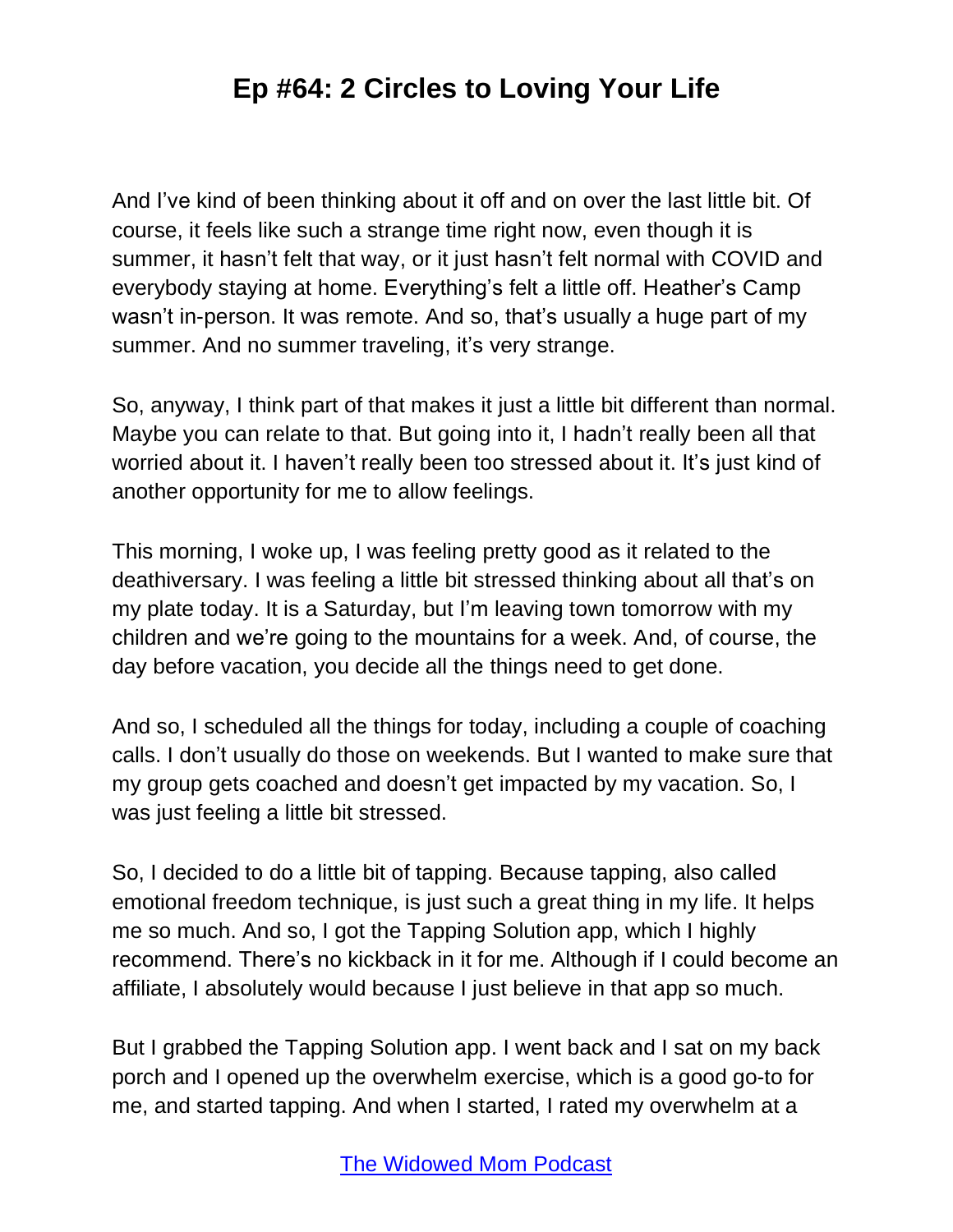And I've kind of been thinking about it off and on over the last little bit. Of course, it feels like such a strange time right now, even though it is summer, it hasn't felt that way, or it just hasn't felt normal with COVID and everybody staying at home. Everything's felt a little off. Heather's Camp wasn't in-person. It was remote. And so, that's usually a huge part of my summer. And no summer traveling, it's very strange.

So, anyway, I think part of that makes it just a little bit different than normal. Maybe you can relate to that. But going into it, I hadn't really been all that worried about it. I haven't really been too stressed about it. It's just kind of another opportunity for me to allow feelings.

This morning, I woke up, I was feeling pretty good as it related to the deathiversary. I was feeling a little bit stressed thinking about all that's on my plate today. It is a Saturday, but I'm leaving town tomorrow with my children and we're going to the mountains for a week. And, of course, the day before vacation, you decide all the things need to get done.

And so, I scheduled all the things for today, including a couple of coaching calls. I don't usually do those on weekends. But I wanted to make sure that my group gets coached and doesn't get impacted by my vacation. So, I was just feeling a little bit stressed.

So, I decided to do a little bit of tapping. Because tapping, also called emotional freedom technique, is just such a great thing in my life. It helps me so much. And so, I got the Tapping Solution app, which I highly recommend. There's no kickback in it for me. Although if I could become an affiliate, I absolutely would because I just believe in that app so much.

But I grabbed the Tapping Solution app. I went back and I sat on my back porch and I opened up the overwhelm exercise, which is a good go-to for me, and started tapping. And when I started, I rated my overwhelm at a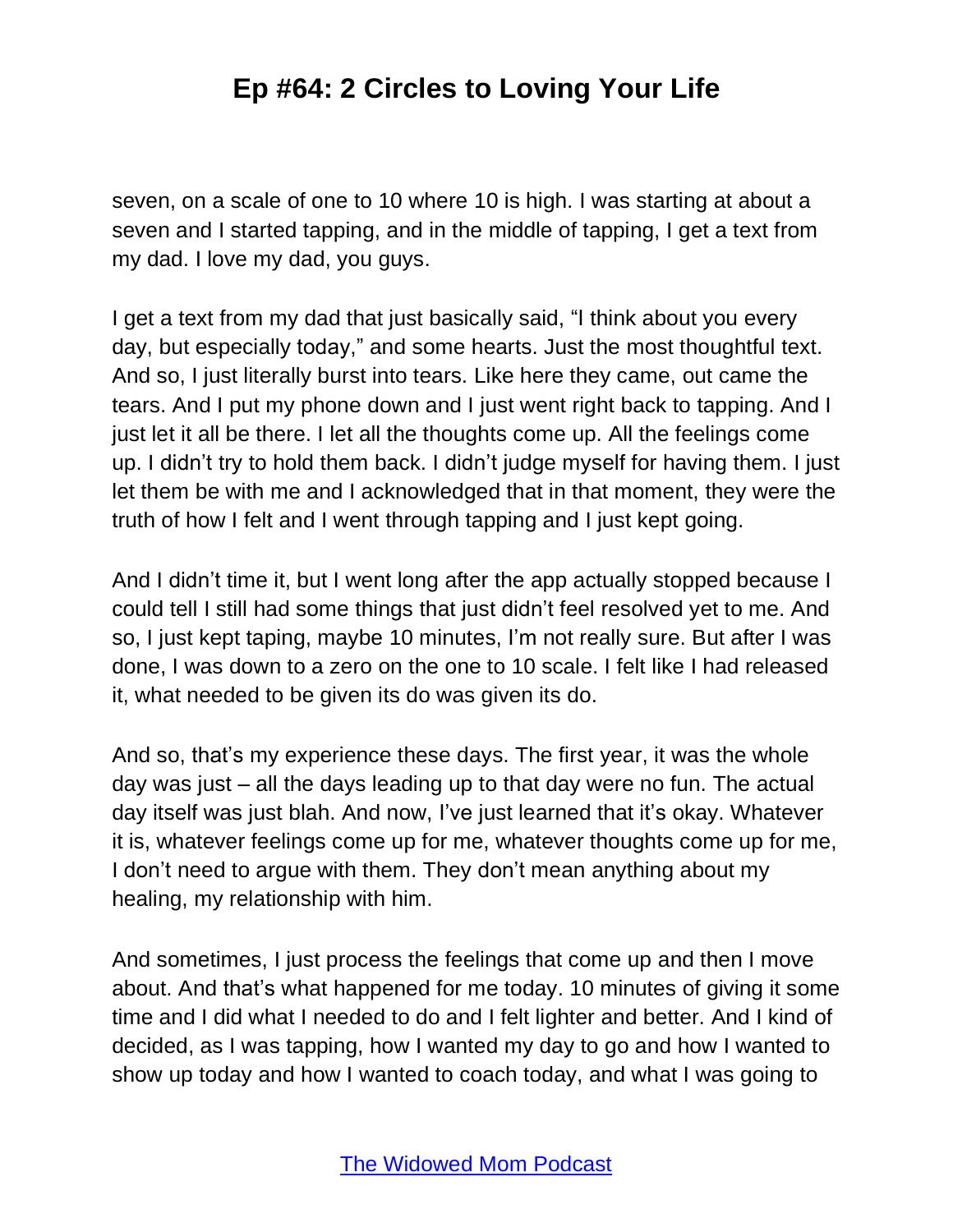seven, on a scale of one to 10 where 10 is high. I was starting at about a seven and I started tapping, and in the middle of tapping, I get a text from my dad. I love my dad, you guys.

I get a text from my dad that just basically said, "I think about you every day, but especially today," and some hearts. Just the most thoughtful text. And so, I just literally burst into tears. Like here they came, out came the tears. And I put my phone down and I just went right back to tapping. And I just let it all be there. I let all the thoughts come up. All the feelings come up. I didn't try to hold them back. I didn't judge myself for having them. I just let them be with me and I acknowledged that in that moment, they were the truth of how I felt and I went through tapping and I just kept going.

And I didn't time it, but I went long after the app actually stopped because I could tell I still had some things that just didn't feel resolved yet to me. And so, I just kept taping, maybe 10 minutes, I'm not really sure. But after I was done, I was down to a zero on the one to 10 scale. I felt like I had released it, what needed to be given its do was given its do.

And so, that's my experience these days. The first year, it was the whole day was just – all the days leading up to that day were no fun. The actual day itself was just blah. And now, I've just learned that it's okay. Whatever it is, whatever feelings come up for me, whatever thoughts come up for me, I don't need to argue with them. They don't mean anything about my healing, my relationship with him.

And sometimes, I just process the feelings that come up and then I move about. And that's what happened for me today. 10 minutes of giving it some time and I did what I needed to do and I felt lighter and better. And I kind of decided, as I was tapping, how I wanted my day to go and how I wanted to show up today and how I wanted to coach today, and what I was going to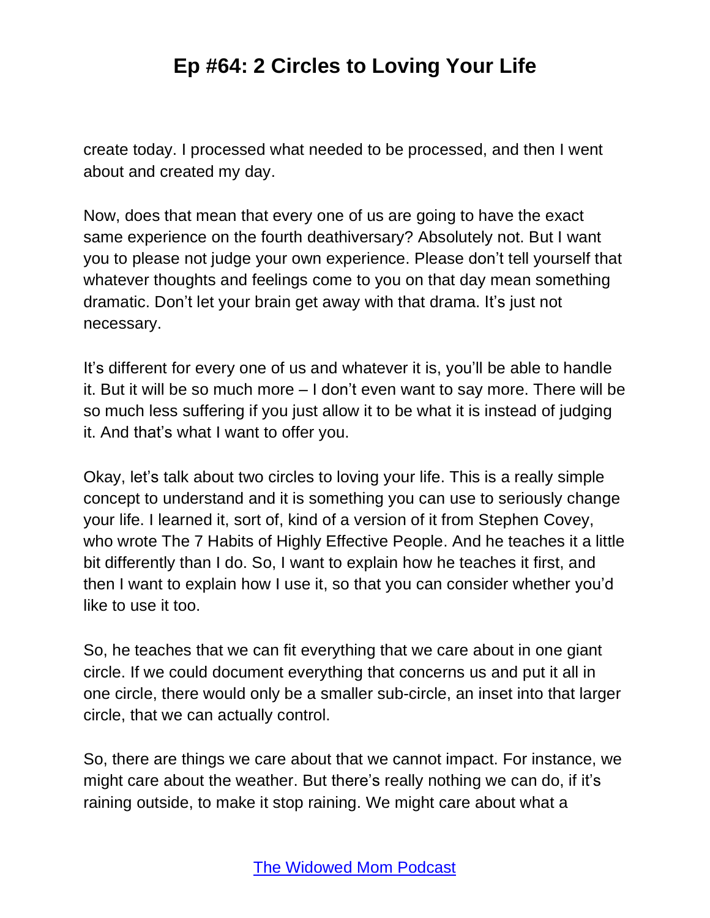create today. I processed what needed to be processed, and then I went about and created my day.

Now, does that mean that every one of us are going to have the exact same experience on the fourth deathiversary? Absolutely not. But I want you to please not judge your own experience. Please don't tell yourself that whatever thoughts and feelings come to you on that day mean something dramatic. Don't let your brain get away with that drama. It's just not necessary.

It's different for every one of us and whatever it is, you'll be able to handle it. But it will be so much more – I don't even want to say more. There will be so much less suffering if you just allow it to be what it is instead of judging it. And that's what I want to offer you.

Okay, let's talk about two circles to loving your life. This is a really simple concept to understand and it is something you can use to seriously change your life. I learned it, sort of, kind of a version of it from Stephen Covey, who wrote The 7 Habits of Highly Effective People. And he teaches it a little bit differently than I do. So, I want to explain how he teaches it first, and then I want to explain how I use it, so that you can consider whether you'd like to use it too.

So, he teaches that we can fit everything that we care about in one giant circle. If we could document everything that concerns us and put it all in one circle, there would only be a smaller sub-circle, an inset into that larger circle, that we can actually control.

So, there are things we care about that we cannot impact. For instance, we might care about the weather. But there's really nothing we can do, if it's raining outside, to make it stop raining. We might care about what a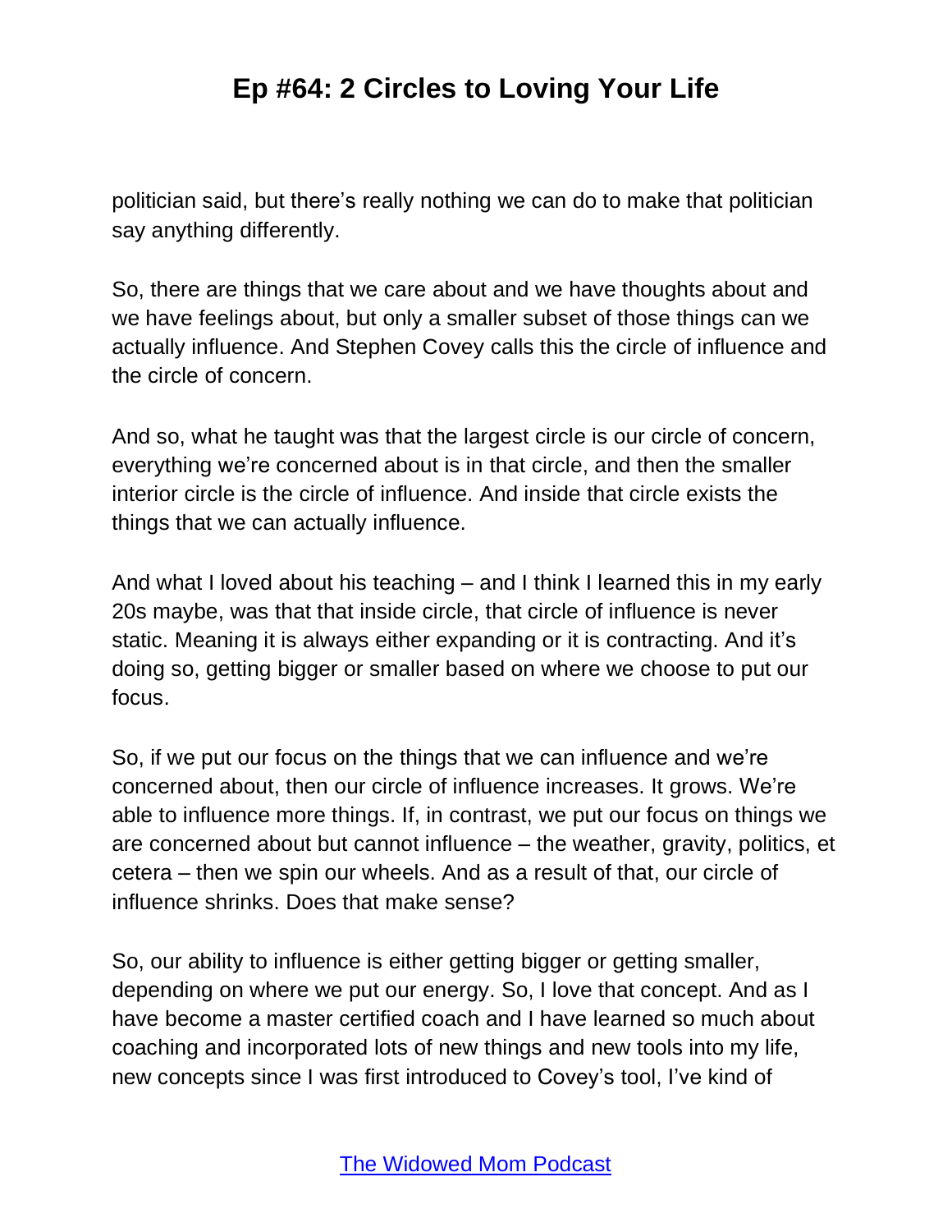politician said, but there's really nothing we can do to make that politician say anything differently.

So, there are things that we care about and we have thoughts about and we have feelings about, but only a smaller subset of those things can we actually influence. And Stephen Covey calls this the circle of influence and the circle of concern.

And so, what he taught was that the largest circle is our circle of concern, everything we're concerned about is in that circle, and then the smaller interior circle is the circle of influence. And inside that circle exists the things that we can actually influence.

And what I loved about his teaching – and I think I learned this in my early 20s maybe, was that that inside circle, that circle of influence is never static. Meaning it is always either expanding or it is contracting. And it's doing so, getting bigger or smaller based on where we choose to put our focus.

So, if we put our focus on the things that we can influence and we're concerned about, then our circle of influence increases. It grows. We're able to influence more things. If, in contrast, we put our focus on things we are concerned about but cannot influence – the weather, gravity, politics, et cetera – then we spin our wheels. And as a result of that, our circle of influence shrinks. Does that make sense?

So, our ability to influence is either getting bigger or getting smaller, depending on where we put our energy. So, I love that concept. And as I have become a master certified coach and I have learned so much about coaching and incorporated lots of new things and new tools into my life, new concepts since I was first introduced to Covey's tool, I've kind of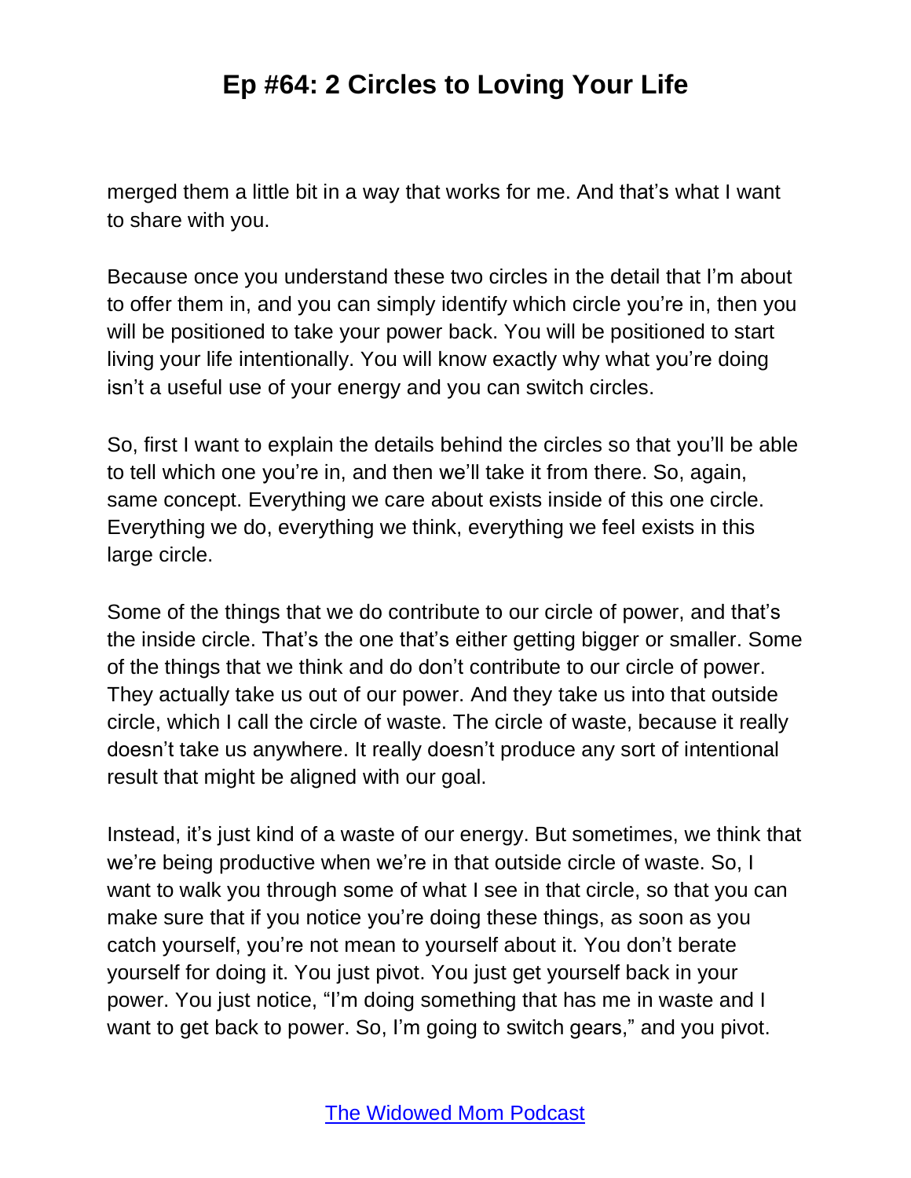merged them a little bit in a way that works for me. And that's what I want to share with you.

Because once you understand these two circles in the detail that I'm about to offer them in, and you can simply identify which circle you're in, then you will be positioned to take your power back. You will be positioned to start living your life intentionally. You will know exactly why what you're doing isn't a useful use of your energy and you can switch circles.

So, first I want to explain the details behind the circles so that you'll be able to tell which one you're in, and then we'll take it from there. So, again, same concept. Everything we care about exists inside of this one circle. Everything we do, everything we think, everything we feel exists in this large circle.

Some of the things that we do contribute to our circle of power, and that's the inside circle. That's the one that's either getting bigger or smaller. Some of the things that we think and do don't contribute to our circle of power. They actually take us out of our power. And they take us into that outside circle, which I call the circle of waste. The circle of waste, because it really doesn't take us anywhere. It really doesn't produce any sort of intentional result that might be aligned with our goal.

Instead, it's just kind of a waste of our energy. But sometimes, we think that we're being productive when we're in that outside circle of waste. So, I want to walk you through some of what I see in that circle, so that you can make sure that if you notice you're doing these things, as soon as you catch yourself, you're not mean to yourself about it. You don't berate yourself for doing it. You just pivot. You just get yourself back in your power. You just notice, "I'm doing something that has me in waste and I want to get back to power. So, I'm going to switch gears," and you pivot.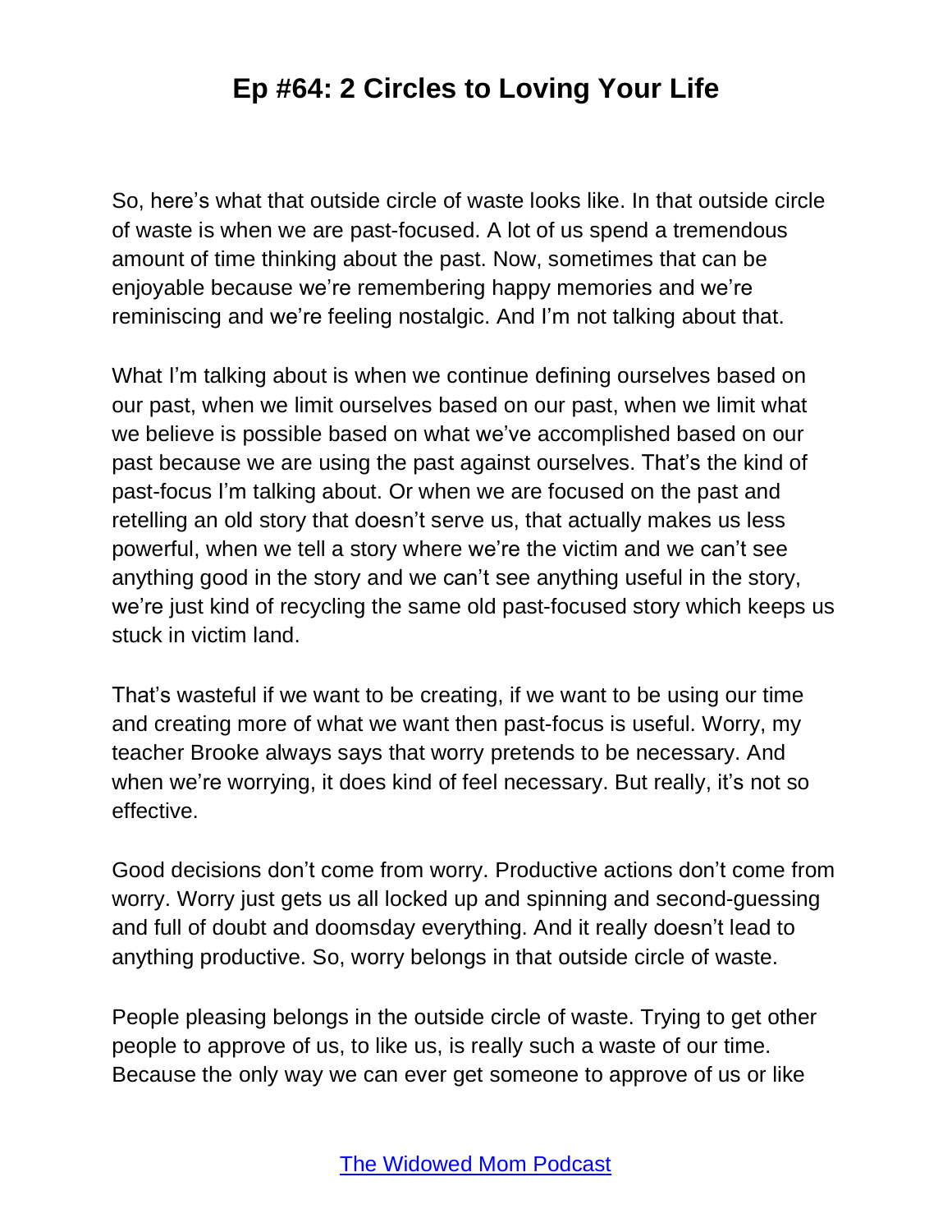So, here's what that outside circle of waste looks like. In that outside circle of waste is when we are past-focused. A lot of us spend a tremendous amount of time thinking about the past. Now, sometimes that can be enjoyable because we're remembering happy memories and we're reminiscing and we're feeling nostalgic. And I'm not talking about that.

What I'm talking about is when we continue defining ourselves based on our past, when we limit ourselves based on our past, when we limit what we believe is possible based on what we've accomplished based on our past because we are using the past against ourselves. That's the kind of past-focus I'm talking about. Or when we are focused on the past and retelling an old story that doesn't serve us, that actually makes us less powerful, when we tell a story where we're the victim and we can't see anything good in the story and we can't see anything useful in the story, we're just kind of recycling the same old past-focused story which keeps us stuck in victim land.

That's wasteful if we want to be creating, if we want to be using our time and creating more of what we want then past-focus is useful. Worry, my teacher Brooke always says that worry pretends to be necessary. And when we're worrying, it does kind of feel necessary. But really, it's not so effective.

Good decisions don't come from worry. Productive actions don't come from worry. Worry just gets us all locked up and spinning and second-guessing and full of doubt and doomsday everything. And it really doesn't lead to anything productive. So, worry belongs in that outside circle of waste.

People pleasing belongs in the outside circle of waste. Trying to get other people to approve of us, to like us, is really such a waste of our time. Because the only way we can ever get someone to approve of us or like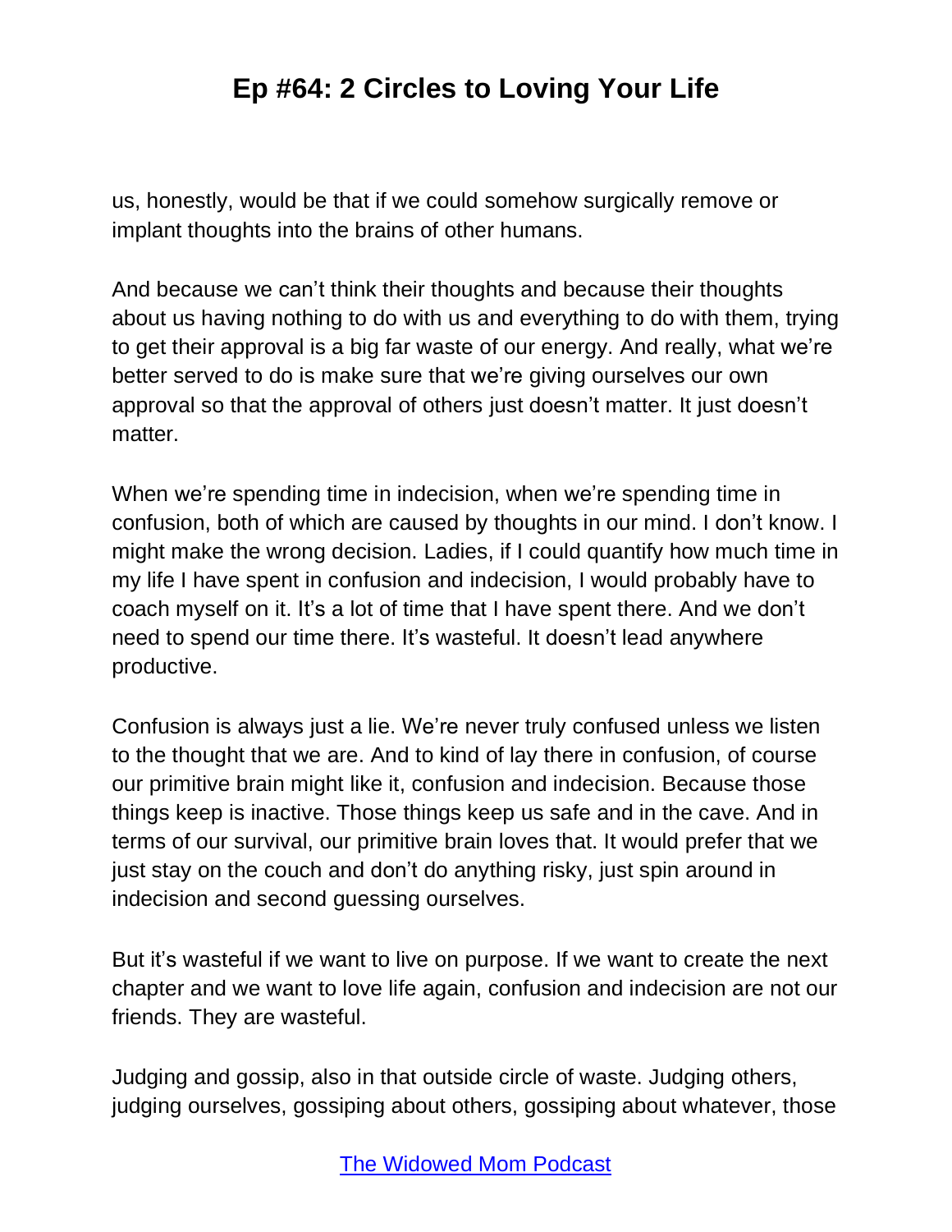us, honestly, would be that if we could somehow surgically remove or implant thoughts into the brains of other humans.

And because we can't think their thoughts and because their thoughts about us having nothing to do with us and everything to do with them, trying to get their approval is a big far waste of our energy. And really, what we're better served to do is make sure that we're giving ourselves our own approval so that the approval of others just doesn't matter. It just doesn't matter.

When we're spending time in indecision, when we're spending time in confusion, both of which are caused by thoughts in our mind. I don't know. I might make the wrong decision. Ladies, if I could quantify how much time in my life I have spent in confusion and indecision, I would probably have to coach myself on it. It's a lot of time that I have spent there. And we don't need to spend our time there. It's wasteful. It doesn't lead anywhere productive.

Confusion is always just a lie. We're never truly confused unless we listen to the thought that we are. And to kind of lay there in confusion, of course our primitive brain might like it, confusion and indecision. Because those things keep is inactive. Those things keep us safe and in the cave. And in terms of our survival, our primitive brain loves that. It would prefer that we just stay on the couch and don't do anything risky, just spin around in indecision and second guessing ourselves.

But it's wasteful if we want to live on purpose. If we want to create the next chapter and we want to love life again, confusion and indecision are not our friends. They are wasteful.

Judging and gossip, also in that outside circle of waste. Judging others, judging ourselves, gossiping about others, gossiping about whatever, those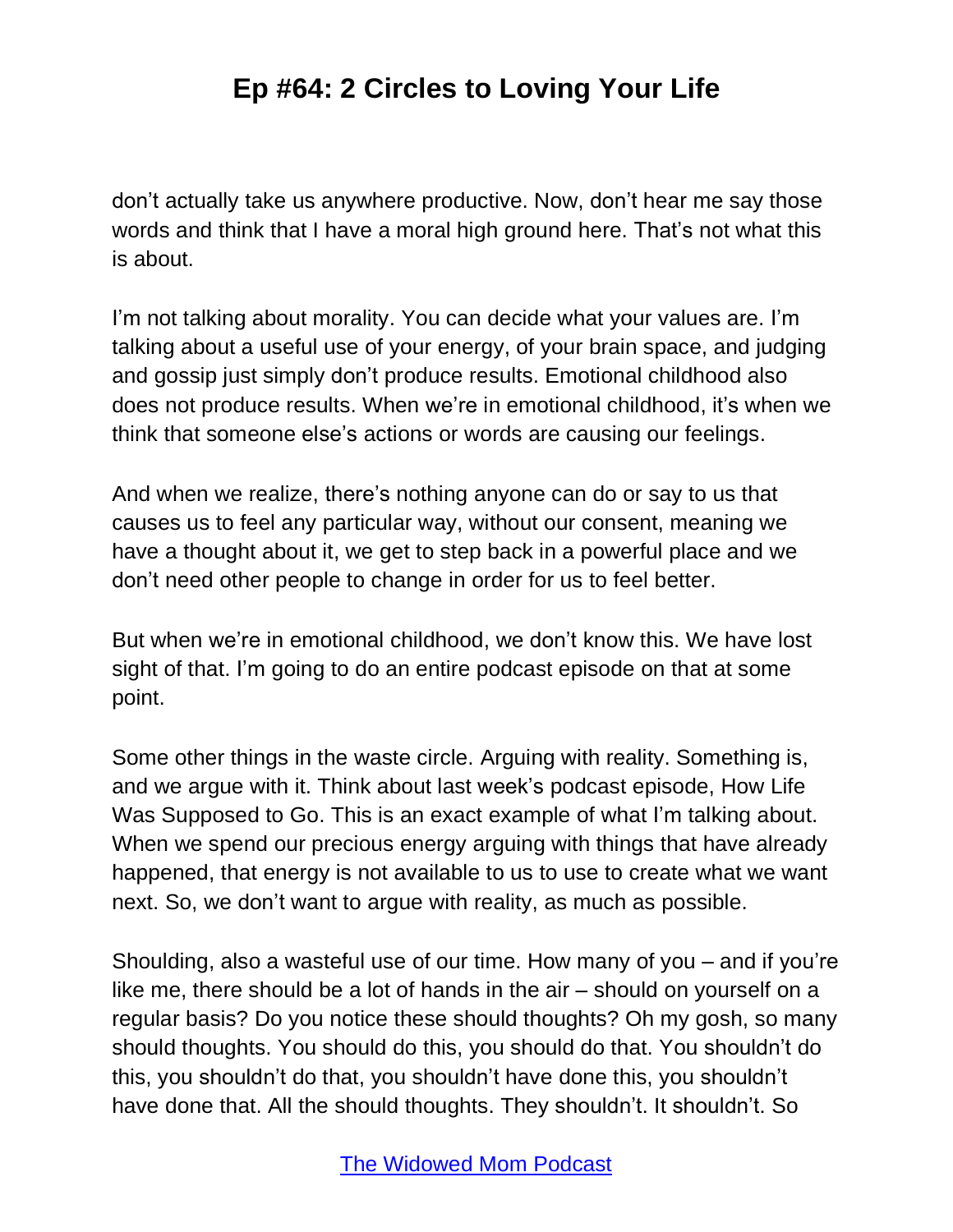don’t actually take us anywhere productive. Now, don’t hear me say those words and think that I have a moral high ground here. That’s not what this is about.

I’m not talking about morality. You can decide what your values are. I’m talking about a useful use of your energy, of your brain space, and judging and gossip just simply don’t produce results. Emotional childhood also does not produce results. When we’re in emotional childhood, it’s when we think that someone else’s actions or words are causing our feelings.

And when we realize, there’s nothing anyone can do or say to us that causes us to feel any particular way, without our consent, meaning we have a thought about it, we get to step back in a powerful place and we don’t need other people to change in order for us to feel better.

But when we’re in emotional childhood, we don’t know this. We have lost sight of that. I’m going to do an entire podcast episode on that at some point.

Some other things in the waste circle. Arguing with reality. Something is, and we argue with it. Think about last week’s podcast episode, How Life Was Supposed to Go. This is an exact example of what I’m talking about. When we spend our precious energy arguing with things that have already happened, that energy is not available to us to use to create what we want next. So, we don’t want to argue with reality, as much as possible.

Shoulding, also a wasteful use of our time. How many of you – and if you’re like me, there should be a lot of hands in the air – should on yourself on a regular basis? Do you notice these should thoughts? Oh my gosh, so many should thoughts. You should do this, you should do that. You shouldn’t do this, you shouldn’t do that, you shouldn’t have done this, you shouldn’t have done that. All the should thoughts. They shouldn’t. It shouldn’t. So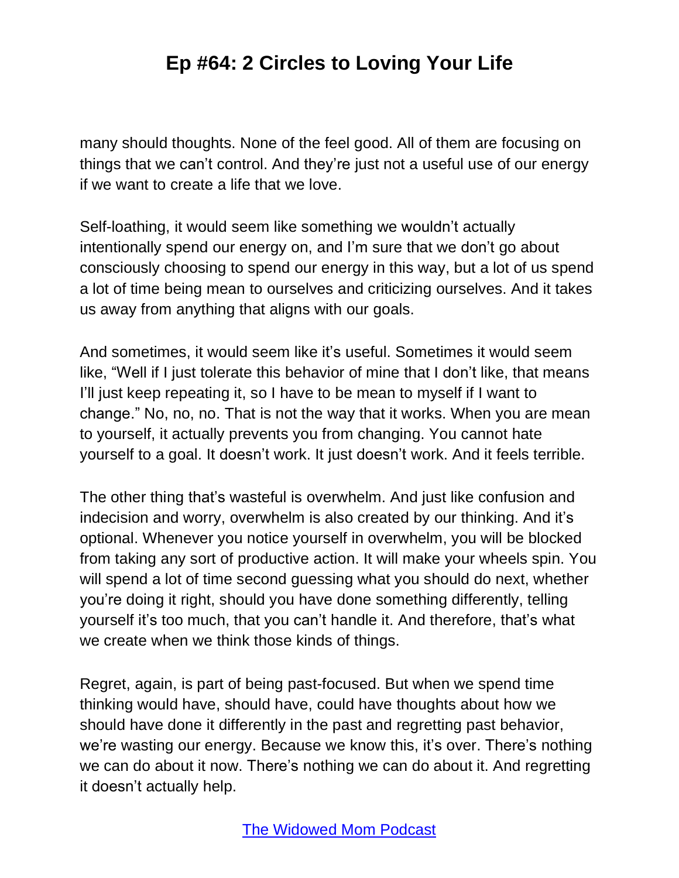many should thoughts. None of the feel good. All of them are focusing on things that we can't control. And they're just not a useful use of our energy if we want to create a life that we love.

Self-loathing, it would seem like something we wouldn't actually intentionally spend our energy on, and I'm sure that we don't go about consciously choosing to spend our energy in this way, but a lot of us spend a lot of time being mean to ourselves and criticizing ourselves. And it takes us away from anything that aligns with our goals.

And sometimes, it would seem like it's useful. Sometimes it would seem like, "Well if I just tolerate this behavior of mine that I don't like, that means I'll just keep repeating it, so I have to be mean to myself if I want to change." No, no, no. That is not the way that it works. When you are mean to yourself, it actually prevents you from changing. You cannot hate yourself to a goal. It doesn't work. It just doesn't work. And it feels terrible.

The other thing that's wasteful is overwhelm. And just like confusion and indecision and worry, overwhelm is also created by our thinking. And it's optional. Whenever you notice yourself in overwhelm, you will be blocked from taking any sort of productive action. It will make your wheels spin. You will spend a lot of time second guessing what you should do next, whether you're doing it right, should you have done something differently, telling yourself it's too much, that you can't handle it. And therefore, that's what we create when we think those kinds of things.

Regret, again, is part of being past-focused. But when we spend time thinking would have, should have, could have thoughts about how we should have done it differently in the past and regretting past behavior, we're wasting our energy. Because we know this, it's over. There's nothing we can do about it now. There's nothing we can do about it. And regretting it doesn't actually help.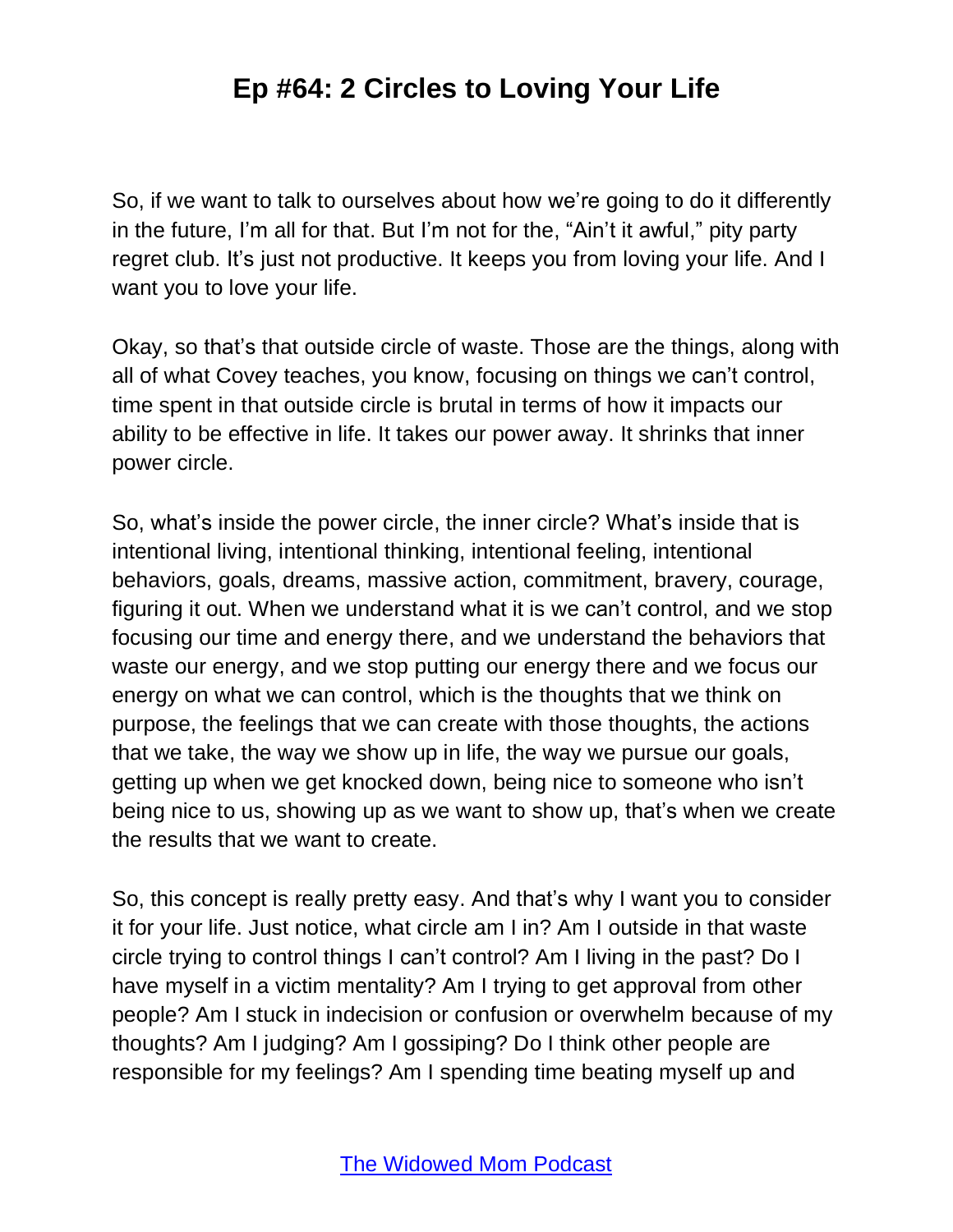So, if we want to talk to ourselves about how we're going to do it differently in the future, I'm all for that. But I'm not for the, "Ain't it awful," pity party regret club. It's just not productive. It keeps you from loving your life. And I want you to love your life.

Okay, so that's that outside circle of waste. Those are the things, along with all of what Covey teaches, you know, focusing on things we can't control, time spent in that outside circle is brutal in terms of how it impacts our ability to be effective in life. It takes our power away. It shrinks that inner power circle.

So, what's inside the power circle, the inner circle? What's inside that is intentional living, intentional thinking, intentional feeling, intentional behaviors, goals, dreams, massive action, commitment, bravery, courage, figuring it out. When we understand what it is we can't control, and we stop focusing our time and energy there, and we understand the behaviors that waste our energy, and we stop putting our energy there and we focus our energy on what we can control, which is the thoughts that we think on purpose, the feelings that we can create with those thoughts, the actions that we take, the way we show up in life, the way we pursue our goals, getting up when we get knocked down, being nice to someone who isn't being nice to us, showing up as we want to show up, that's when we create the results that we want to create.

So, this concept is really pretty easy. And that's why I want you to consider it for your life. Just notice, what circle am I in? Am I outside in that waste circle trying to control things I can't control? Am I living in the past? Do I have myself in a victim mentality? Am I trying to get approval from other people? Am I stuck in indecision or confusion or overwhelm because of my thoughts? Am I judging? Am I gossiping? Do I think other people are responsible for my feelings? Am I spending time beating myself up and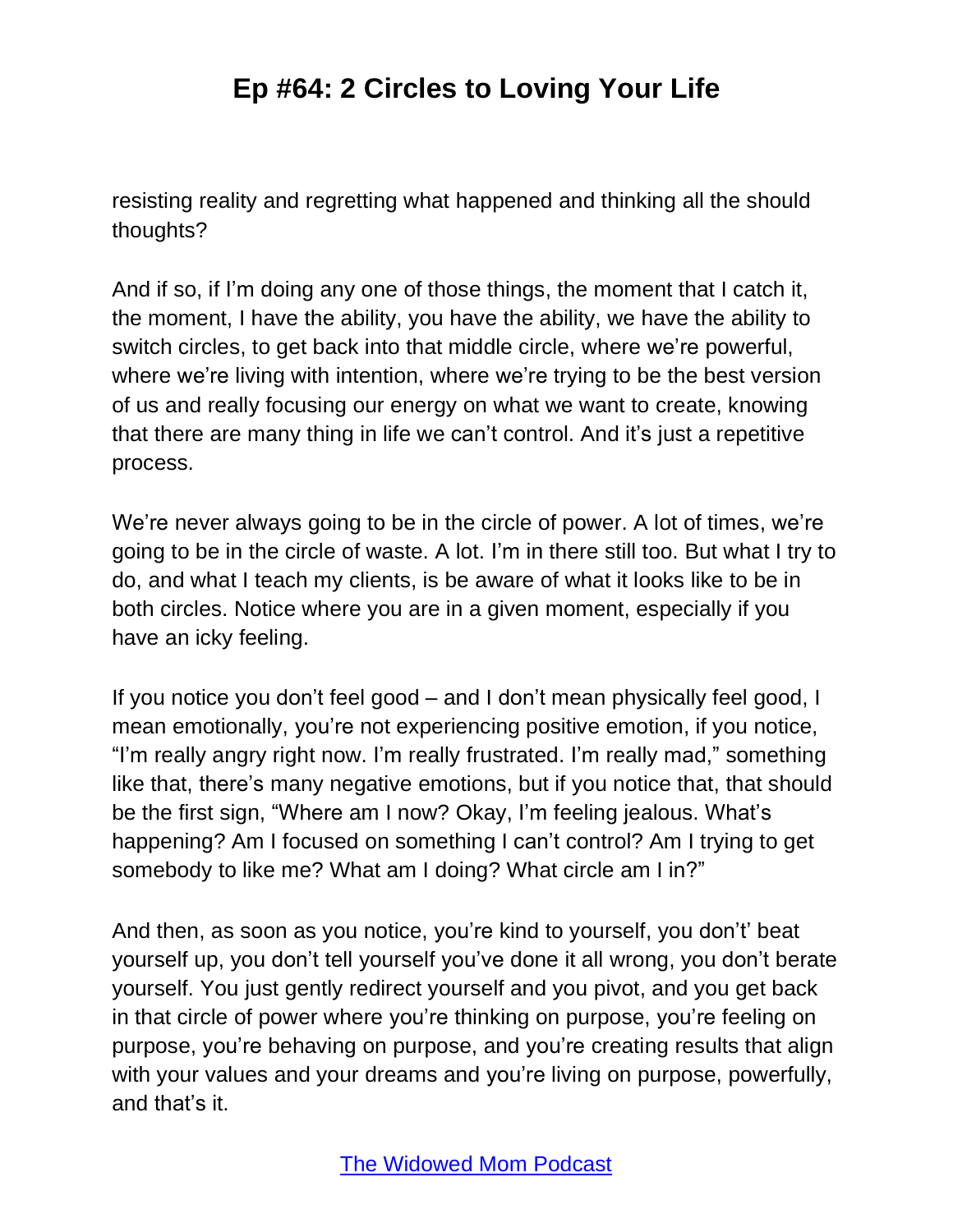resisting reality and regretting what happened and thinking all the should thoughts?

And if so, if I'm doing any one of those things, the moment that I catch it, the moment, I have the ability, you have the ability, we have the ability to switch circles, to get back into that middle circle, where we're powerful, where we're living with intention, where we're trying to be the best version of us and really focusing our energy on what we want to create, knowing that there are many thing in life we can't control. And it's just a repetitive process.

We're never always going to be in the circle of power. A lot of times, we're going to be in the circle of waste. A lot. I'm in there still too. But what I try to do, and what I teach my clients, is be aware of what it looks like to be in both circles. Notice where you are in a given moment, especially if you have an icky feeling.

If you notice you don't feel good – and I don't mean physically feel good, I mean emotionally, you're not experiencing positive emotion, if you notice, "I'm really angry right now. I'm really frustrated. I'm really mad," something like that, there's many negative emotions, but if you notice that, that should be the first sign, "Where am I now? Okay, I'm feeling jealous. What's happening? Am I focused on something I can't control? Am I trying to get somebody to like me? What am I doing? What circle am I in?"

And then, as soon as you notice, you're kind to yourself, you don't' beat yourself up, you don't tell yourself you've done it all wrong, you don't berate yourself. You just gently redirect yourself and you pivot, and you get back in that circle of power where you're thinking on purpose, you're feeling on purpose, you're behaving on purpose, and you're creating results that align with your values and your dreams and you're living on purpose, powerfully, and that's it.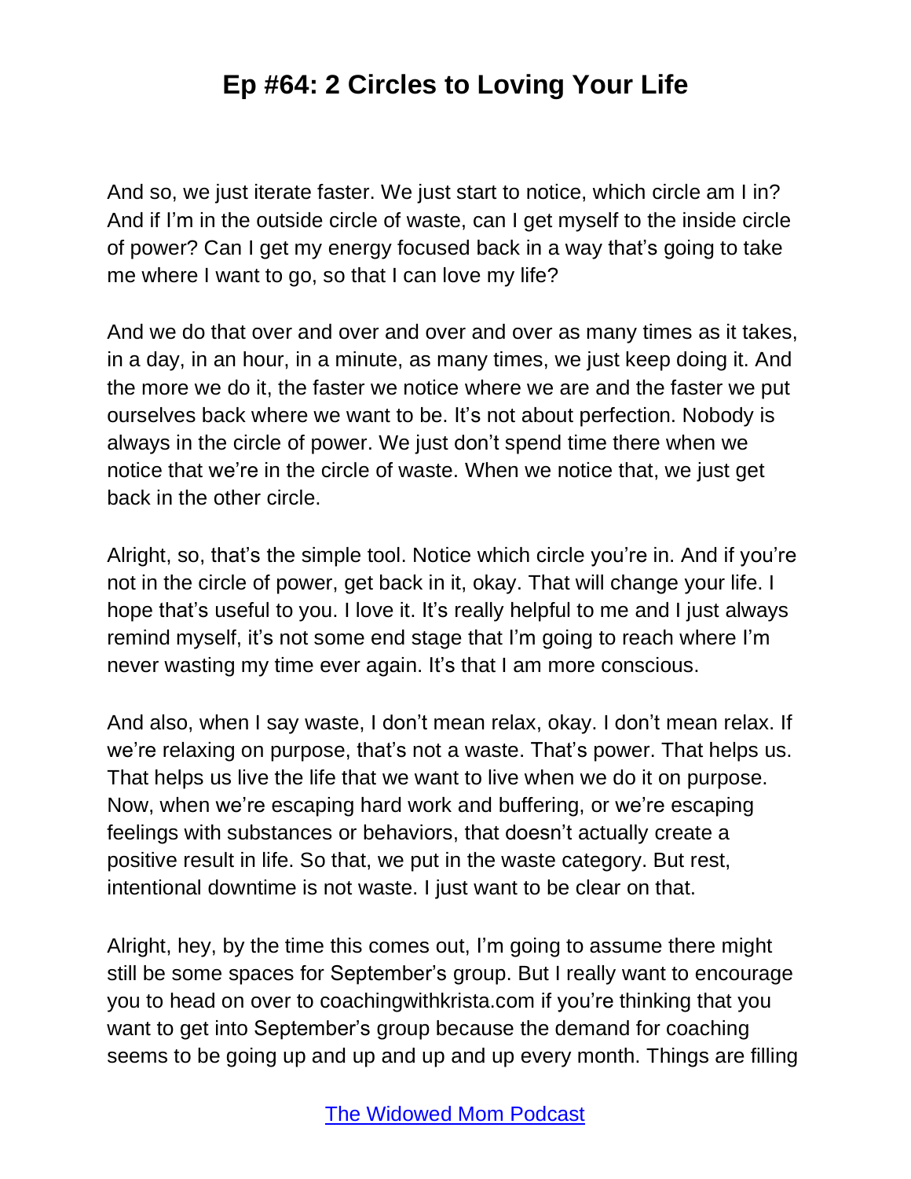And so, we just iterate faster. We just start to notice, which circle am I in? And if I'm in the outside circle of waste, can I get myself to the inside circle of power? Can I get my energy focused back in a way that's going to take me where I want to go, so that I can love my life?

And we do that over and over and over and over as many times as it takes, in a day, in an hour, in a minute, as many times, we just keep doing it. And the more we do it, the faster we notice where we are and the faster we put ourselves back where we want to be. It's not about perfection. Nobody is always in the circle of power. We just don't spend time there when we notice that we're in the circle of waste. When we notice that, we just get back in the other circle.

Alright, so, that's the simple tool. Notice which circle you're in. And if you're not in the circle of power, get back in it, okay. That will change your life. I hope that's useful to you. I love it. It's really helpful to me and I just always remind myself, it's not some end stage that I'm going to reach where I'm never wasting my time ever again. It's that I am more conscious.

And also, when I say waste, I don't mean relax, okay. I don't mean relax. If we're relaxing on purpose, that's not a waste. That's power. That helps us. That helps us live the life that we want to live when we do it on purpose. Now, when we're escaping hard work and buffering, or we're escaping feelings with substances or behaviors, that doesn't actually create a positive result in life. So that, we put in the waste category. But rest, intentional downtime is not waste. I just want to be clear on that.

Alright, hey, by the time this comes out, I'm going to assume there might still be some spaces for September's group. But I really want to encourage you to head on over to coachingwithkrista.com if you're thinking that you want to get into September's group because the demand for coaching seems to be going up and up and up and up every month. Things are filling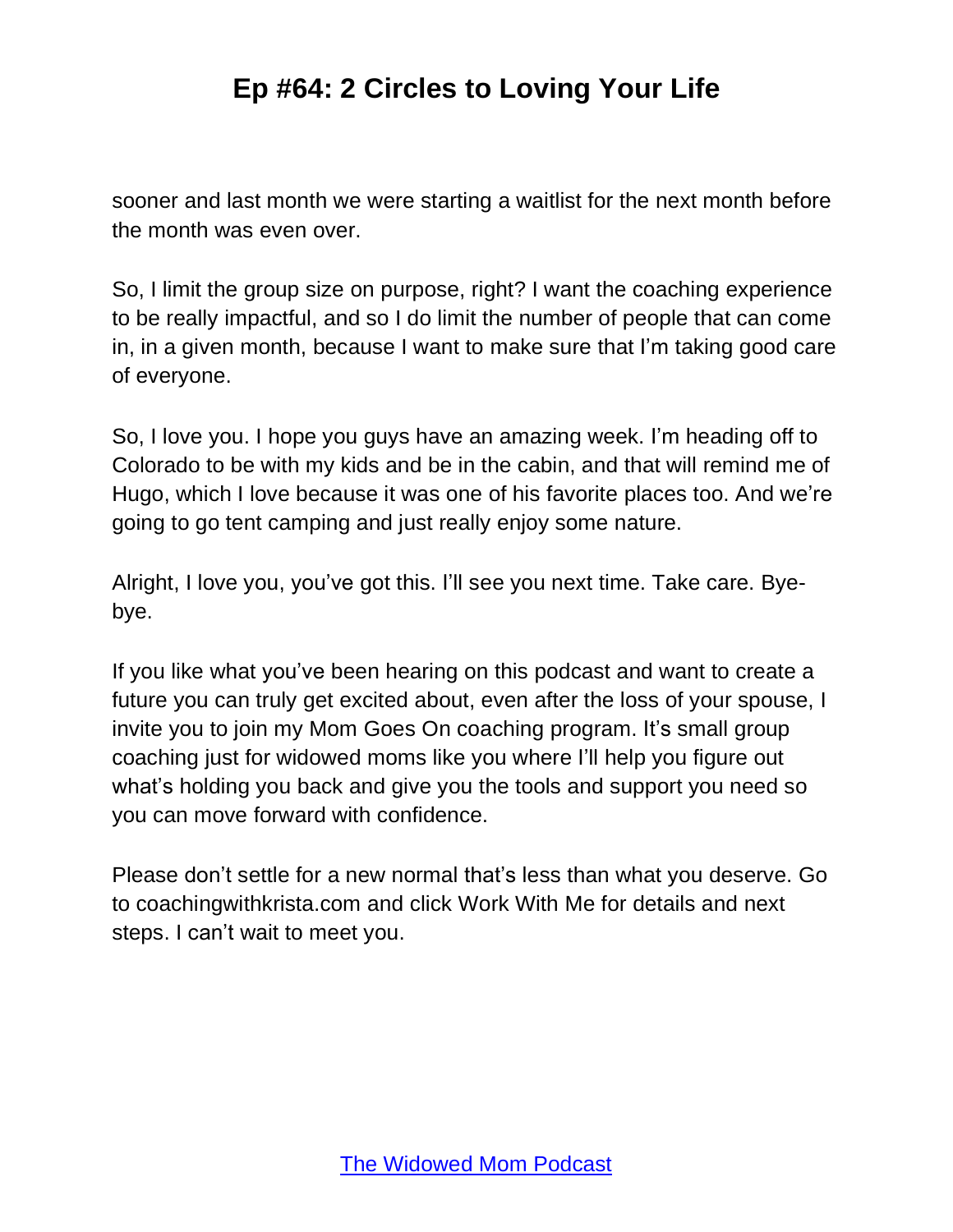sooner and last month we were starting a waitlist for the next month before the month was even over.

So, I limit the group size on purpose, right? I want the coaching experience to be really impactful, and so I do limit the number of people that can come in, in a given month, because I want to make sure that I'm taking good care of everyone.

So, I love you. I hope you guys have an amazing week. I'm heading off to Colorado to be with my kids and be in the cabin, and that will remind me of Hugo, which I love because it was one of his favorite places too. And we're going to go tent camping and just really enjoy some nature.

Alright, I love you, you've got this. I'll see you next time. Take care. Bye-bye.

If you like what you've been hearing on this podcast and want to create a future you can truly get excited about, even after the loss of your spouse, I invite you to join my Mom Goes On coaching program. It's small group coaching just for widowed moms like you where I'll help you figure out what's holding you back and give you the tools and support you need so you can move forward with confidence.

Please don't settle for a new normal that's less than what you deserve. Go to coachingwithkrista.com and click Work With Me for details and next steps. I can't wait to meet you.